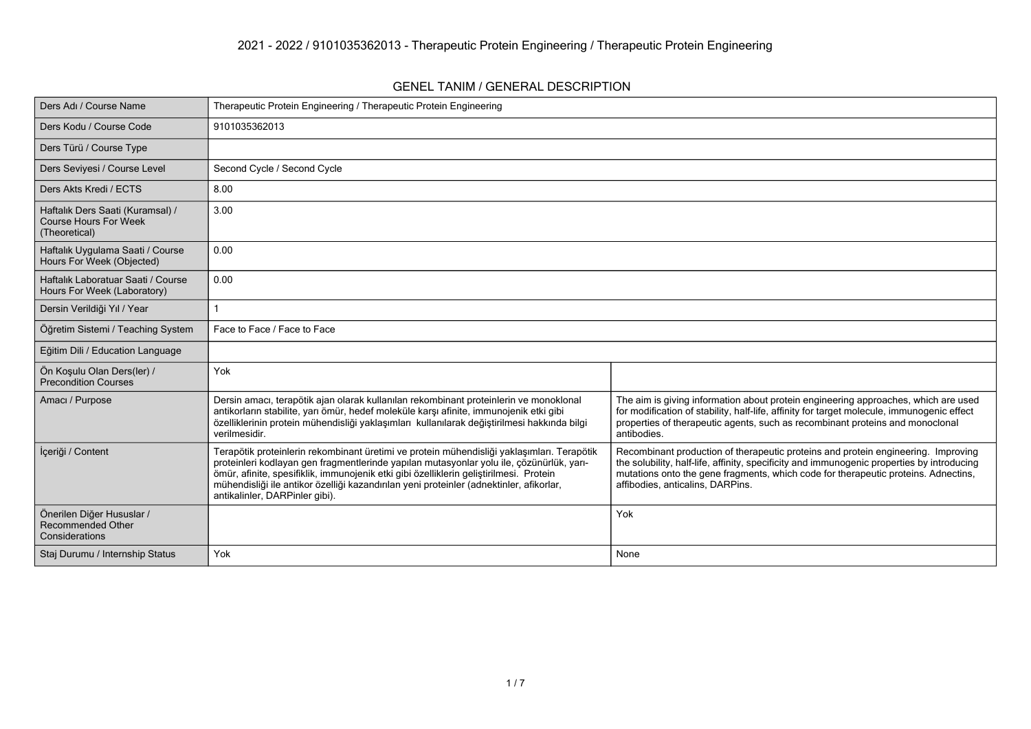# 2021 - 2022 / 9101035362013 - Therapeutic Protein Engineering / Therapeutic Protein Engineering

## GENEL TANIM / GENERAL DESCRIPTION

| | | |
|---|---|---|
| Ders Adı / Course Name | Therapeutic Protein Engineering / Therapeutic Protein Engineering | |
| Ders Kodu / Course Code | 9101035362013 | |
| Ders Türü / Course Type | | |
| Ders Seviyesi / Course Level | Second Cycle / Second Cycle | |
| Ders Akts Kredi / ECTS | 8.00 | |
| Haftalık Ders Saati (Kuramsal) / Course Hours For Week (Theoretical) | 3.00 | |
| Haftalık Uygulama Saati / Course Hours For Week (Objected) | 0.00 | |
| Haftalık Laboratuar Saati / Course Hours For Week (Laboratory) | 0.00 | |
| Dersin Verildiği Yıl / Year | 1 | |
| Öğretim Sistemi / Teaching System | Face to Face / Face to Face | |
| Eğitim Dili / Education Language | | |
| Ön Koşulu Olan Ders(ler) / Precondition Courses | Yok | |
| Amacı / Purpose | Dersin amacı, terapötik ajan olarak kullanılan rekombinant proteinlerin ve monoklonal antikorların stabilite, yarı ömür, hedef moleküle karşı afinite, immunojenik etki gibi özelliklerinin protein mühendisliği yaklaşımları kullanılarak değiştirilmesi hakkında bilgi verilmesidir. | The aim is giving information about protein engineering approaches, which are used for modification of stability, half-life, affinity for target molecule, immunogenic effect properties of therapeutic agents, such as recombinant proteins and monoclonal antibodies. |
| İçeriği / Content | Terapötik proteinlerin rekombinant üretimi ve protein mühendisliği yaklaşımları. Terapötik proteinleri kodlayan gen fragmentlerinde yapılan mutasyonlar yolu ile, çözünürlük, yarı-ömür, afinite, spesifiklik, immunojenik etki gibi özelliklerin geliştirilmesi. Protein mühendisliği ile antikor özelliği kazandırılan yeni proteinler (adnektinler, afikorlar, antikalinler, DARPinler gibi). | Recombinant production of therapeutic proteins and protein engineering. Improving the solubility, half-life, affinity, specificity and immunogenic properties by introducing mutations onto the gene fragments, which code for therapeutic proteins. Adnectins, affibodies, anticalins, DARPins. |
| Önerilen Diğer Hususlar / Recommended Other Considerations | | Yok |
| Staj Durumu / Internship Status | Yok | None |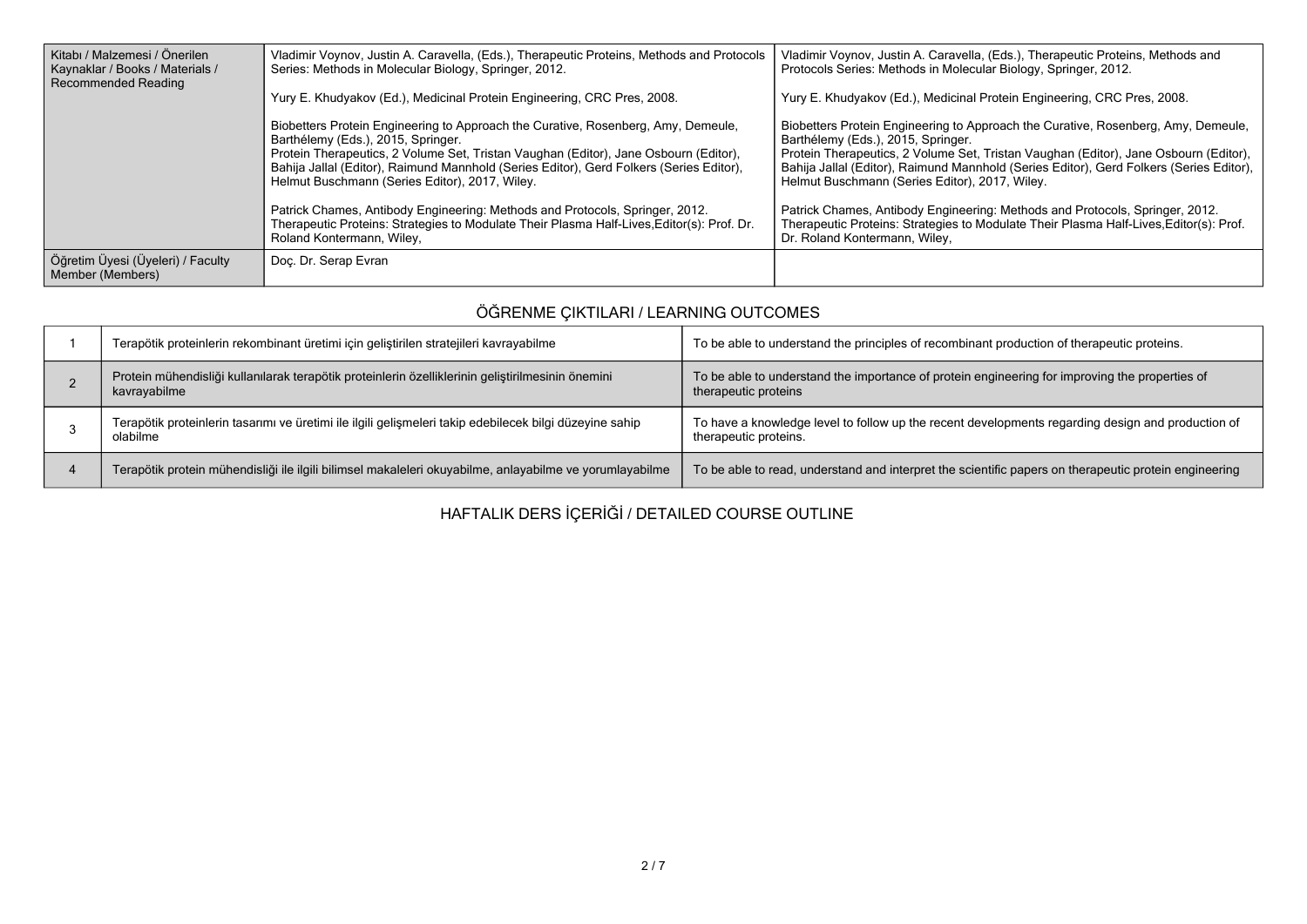| Kitabı / Malzemesi / Önerilen Kaynaklar / Books / Materials / Recommended Reading | Vladimir Voynov, Justin A. Caravella, (Eds.), Therapeutic Proteins, Methods and Protocols Series: Methods in Molecular Biology, Springer, 2012.<br><br>Yury E. Khudyakov (Ed.), Medicinal Protein Engineering, CRC Pres, 2008.<br><br>Biobetters Protein Engineering to Approach the Curative, Rosenberg, Amy, Demeule, Barthélemy (Eds.), 2015, Springer.<br>Protein Therapeutics, 2 Volume Set, Tristan Vaughan (Editor), Jane Osbourn (Editor), Bahija Jallal (Editor), Raimund Mannhold (Series Editor), Gerd Folkers (Series Editor), Helmut Buschmann (Series Editor), 2017, Wiley.<br><br>Patrick Chames, Antibody Engineering: Methods and Protocols, Springer, 2012.<br>Therapeutic Proteins: Strategies to Modulate Their Plasma Half-Lives,Editor(s): Prof. Dr. Roland Kontermann, Wiley, | Vladimir Voynov, Justin A. Caravella, (Eds.), Therapeutic Proteins, Methods and Protocols Series: Methods in Molecular Biology, Springer, 2012.<br><br>Yury E. Khudyakov (Ed.), Medicinal Protein Engineering, CRC Pres, 2008.<br><br>Biobetters Protein Engineering to Approach the Curative, Rosenberg, Amy, Demeule, Barthélemy (Eds.), 2015, Springer.<br>Protein Therapeutics, 2 Volume Set, Tristan Vaughan (Editor), Jane Osbourn (Editor), Bahija Jallal (Editor), Raimund Mannhold (Series Editor), Gerd Folkers (Series Editor), Helmut Buschmann (Series Editor), 2017, Wiley.<br><br>Patrick Chames, Antibody Engineering: Methods and Protocols, Springer, 2012.<br>Therapeutic Proteins: Strategies to Modulate Their Plasma Half-Lives,Editor(s): Prof. Dr. Roland Kontermann, Wiley, |
|---|---|---|
| Öğretim Üyesi (Üyeleri) / Faculty Member (Members) | Doç. Dr. Serap Evran | |

## ÖĞRENME ÇIKTILARI / LEARNING OUTCOMES

| | | |
|---|---|---|
| 1 | Terapötik proteinlerin rekombinant üretimi için geliştirilen stratejileri kavrayabilme | To be able to understand the principles of recombinant production of therapeutic proteins. |
| 2 | Protein mühendisliği kullanılarak terapötik proteinlerin özelliklerinin geliştirilmesinin önemini kavrayabilme | To be able to understand the importance of protein engineering for improving the properties of therapeutic proteins |
| 3 | Terapötik proteinlerin tasarımı ve üretimi ile ilgili gelişmeleri takip edebilecek bilgi düzeyine sahip olabilme | To have a knowledge level to follow up the recent developments regarding design and production of therapeutic proteins. |
| 4 | Terapötik protein mühendisliği ile ilgili bilimsel makaleleri okuyabilme, anlayabilme ve yorumlayabilme | To be able to read, understand and interpret the scientific papers on therapeutic protein engineering |

## HAFTALIK DERS İÇERİĞİ / DETAILED COURSE OUTLINE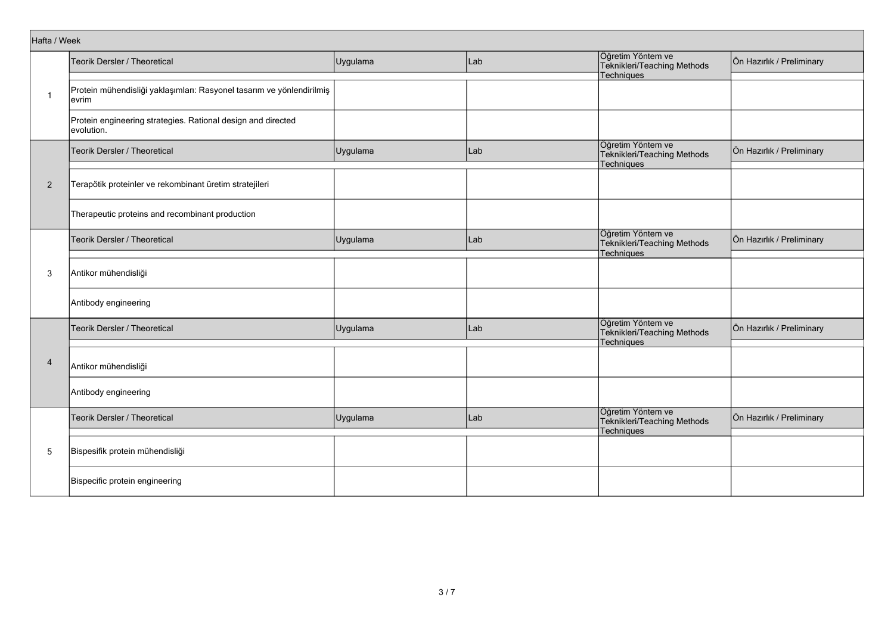| Hafta / Week | | | | | |
|---|---|---|---|---|---|
| | Teorik Dersler / Theoretical | Uygulama | Lab | Öğretim Yöntem ve Teknikleri/Teaching Methods Techniques | Ön Hazırlık / Preliminary |
| 1 | Protein mühendisliği yaklaşımları: Rasyonel tasarım ve yönlendirilmiş evrim | | | | |
| | Protein engineering strategies. Rational design and directed evolution. | | | | |
| | Teorik Dersler / Theoretical | Uygulama | Lab | Öğretim Yöntem ve Teknikleri/Teaching Methods Techniques | Ön Hazırlık / Preliminary |
| 2 | Terapötik proteinler ve rekombinant üretim stratejileri | | | | |
| | Therapeutic proteins and recombinant production | | | | |
| | Teorik Dersler / Theoretical | Uygulama | Lab | Öğretim Yöntem ve Teknikleri/Teaching Methods Techniques | Ön Hazırlık / Preliminary |
| 3 | Antikor mühendisliği | | | | |
| | Antibody engineering | | | | |
| | Teorik Dersler / Theoretical | Uygulama | Lab | Öğretim Yöntem ve Teknikleri/Teaching Methods Techniques | Ön Hazırlık / Preliminary |
| 4 | Antikor mühendisliği | | | | |
| | Antibody engineering | | | | |
| | Teorik Dersler / Theoretical | Uygulama | Lab | Öğretim Yöntem ve Teknikleri/Teaching Methods Techniques | Ön Hazırlık / Preliminary |
| 5 | Bispesifik protein mühendisliği | | | | |
| | Bispecific protein engineering | | | | |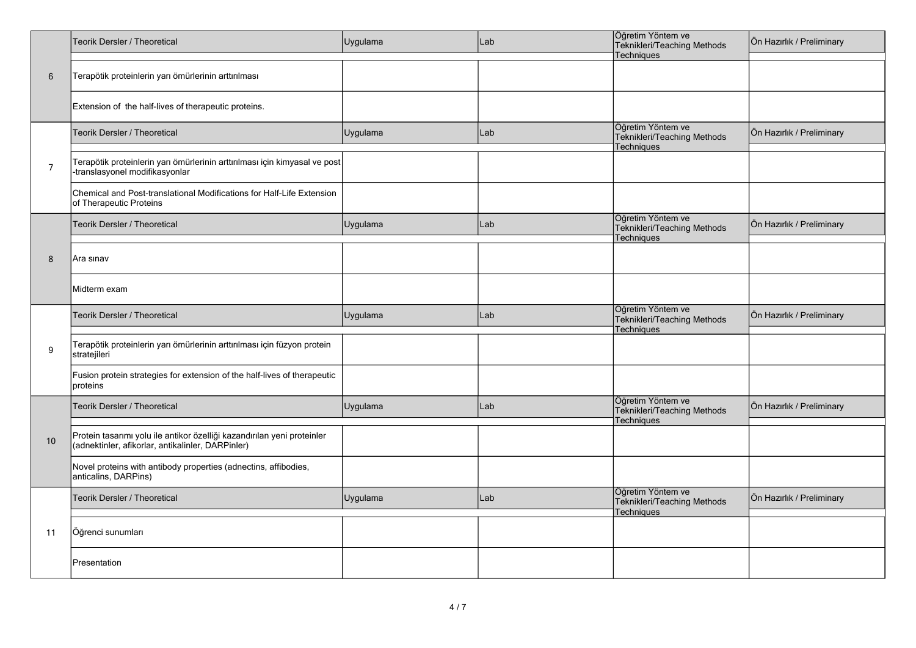| | Teorik Dersler / Theoretical | Uygulama | Lab | Öğretim Yöntem ve Teknikleri/Teaching Methods Techniques | Ön Hazırlık / Preliminary |
|---|---|---|---|---|---|
| 6 | Terapötik proteinlerin yarı ömürlerinin arttırılması | | | | |
| | Extension of the half-lives of therapeutic proteins. | | | | |
| | Teorik Dersler / Theoretical | Uygulama | Lab | Öğretim Yöntem ve Teknikleri/Teaching Methods Techniques | Ön Hazırlık / Preliminary |
| 7 | Terapötik proteinlerin yarı ömürlerinin arttırılması için kimyasal ve post-translasyonel modifikasyonlar | | | | |
| | Chemical and Post-translational Modifications for Half-Life Extension of Therapeutic Proteins | | | | |
| | Teorik Dersler / Theoretical | Uygulama | Lab | Öğretim Yöntem ve Teknikleri/Teaching Methods Techniques | Ön Hazırlık / Preliminary |
| 8 | Ara sınav | | | | |
| | Midterm exam | | | | |
| | Teorik Dersler / Theoretical | Uygulama | Lab | Öğretim Yöntem ve Teknikleri/Teaching Methods Techniques | Ön Hazırlık / Preliminary |
| 9 | Terapötik proteinlerin yarı ömürlerinin arttırılması için füzyon protein stratejileri | | | | |
| | Fusion protein strategies for extension of the half-lives of therapeutic proteins | | | | |
| | Teorik Dersler / Theoretical | Uygulama | Lab | Öğretim Yöntem ve Teknikleri/Teaching Methods Techniques | Ön Hazırlık / Preliminary |
| 10 | Protein tasarımı yolu ile antikor özelliği kazandırılan yeni proteinler (adnektinler, afikorlar, antikalinler, DARPinler) | | | | |
| | Novel proteins with antibody properties (adnectins, affibodies, anticalins, DARPins) | | | | |
| | Teorik Dersler / Theoretical | Uygulama | Lab | Öğretim Yöntem ve Teknikleri/Teaching Methods Techniques | Ön Hazırlık / Preliminary |
| 11 | Öğrenci sunumları | | | | |
| | Presentation | | | | |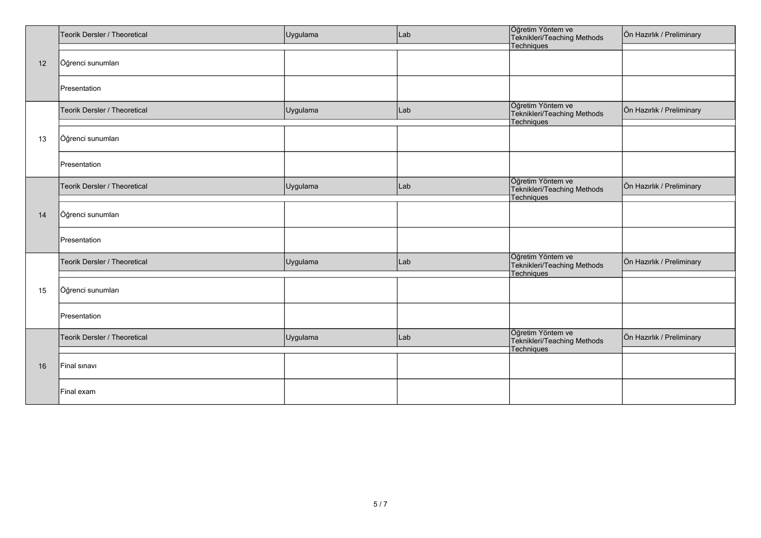| | Teorik Dersler / Theoretical | Uygulama | Lab | Öğretim Yöntem ve Teknikleri/Teaching Methods Techniques | Ön Hazırlık / Preliminary |
|---|---|---|---|---|---|
| 12 | Öğrenci sunumları | | | | |
| | Presentation | | | | |
| | Teorik Dersler / Theoretical | Uygulama | Lab | Öğretim Yöntem ve Teknikleri/Teaching Methods Techniques | Ön Hazırlık / Preliminary |
| 13 | Öğrenci sunumları | | | | |
| | Presentation | | | | |
| | Teorik Dersler / Theoretical | Uygulama | Lab | Öğretim Yöntem ve Teknikleri/Teaching Methods Techniques | Ön Hazırlık / Preliminary |
| 14 | Öğrenci sunumları | | | | |
| | Presentation | | | | |
| | Teorik Dersler / Theoretical | Uygulama | Lab | Öğretim Yöntem ve Teknikleri/Teaching Methods Techniques | Ön Hazırlık / Preliminary |
| 15 | Öğrenci sunumları | | | | |
| | Presentation | | | | |
| | Teorik Dersler / Theoretical | Uygulama | Lab | Öğretim Yöntem ve Teknikleri/Teaching Methods Techniques | Ön Hazırlık / Preliminary |
| 16 | Final sınavı | | | | |
| | Final exam | | | | |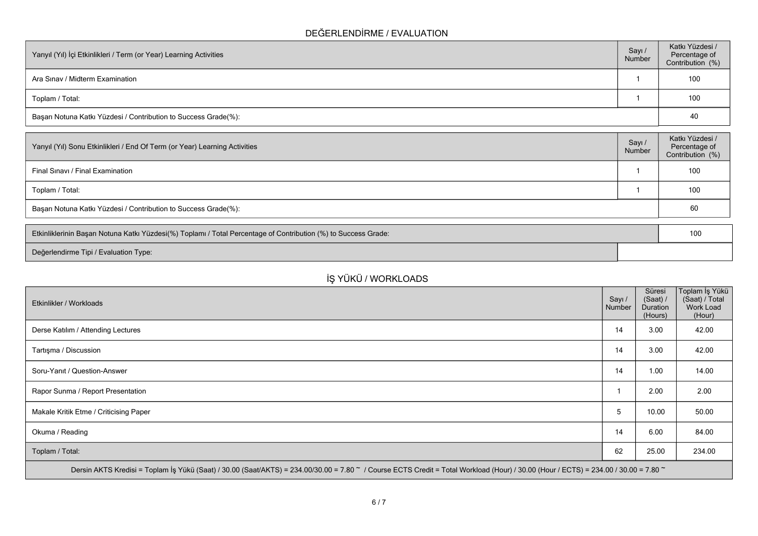## DEĞERLENDİRME / EVALUATION

| Yarıyıl (Yıl) İçi Etkinlikleri / Term (or Year) Learning Activities | Sayı / Number | Katkı Yüzdesi / Percentage of Contribution (%) |
|---|---|---|
| Ara Sınav / Midterm Examination | 1 | 100 |
| Toplam / Total: | 1 | 100 |
| Başarı Notuna Katkı Yüzdesi / Contribution to Success Grade(%): | | 40 |

| Yarıyıl (Yıl) Sonu Etkinlikleri / End Of Term (or Year) Learning Activities | Sayı / Number | Katkı Yüzdesi / Percentage of Contribution (%) |
|---|---|---|
| Final Sınavı / Final Examination | 1 | 100 |
| Toplam / Total: | 1 | 100 |
| Başarı Notuna Katkı Yüzdesi / Contribution to Success Grade(%): | | 60 |

| | |
|---|---|
| Etkinliklerinin Başarı Notuna Katkı Yüzdesi(%) Toplamı / Total Percentage of Contribution (%) to Success Grade: | 100 |
| Değerlendirme Tipi / Evaluation Type: | |

## İŞ YÜKÜ / WORKLOADS

| Etkinlikler / Workloads | Sayı / Number | Süresi (Saat) / Duration (Hours) | Toplam İş Yükü (Saat) / Total Work Load (Hour) |
|---|---|---|---|
| Derse Katılım / Attending Lectures | 14 | 3.00 | 42.00 |
| Tartışma / Discussion | 14 | 3.00 | 42.00 |
| Soru-Yanıt / Question-Answer | 14 | 1.00 | 14.00 |
| Rapor Sunma / Report Presentation | 1 | 2.00 | 2.00 |
| Makale Kritik Etme / Criticising Paper | 5 | 10.00 | 50.00 |
| Okuma / Reading | 14 | 6.00 | 84.00 |
| Toplam / Total: | 62 | 25.00 | 234.00 |

Dersin AKTS Kredisi = Toplam İş Yükü (Saat) / 30.00 (Saat/AKTS) = 234.00/30.00 = 7.80 ~ / Course ECTS Credit = Total Workload (Hour) / 30.00 (Hour / ECTS) = 234.00 / 30.00 = 7.80 ~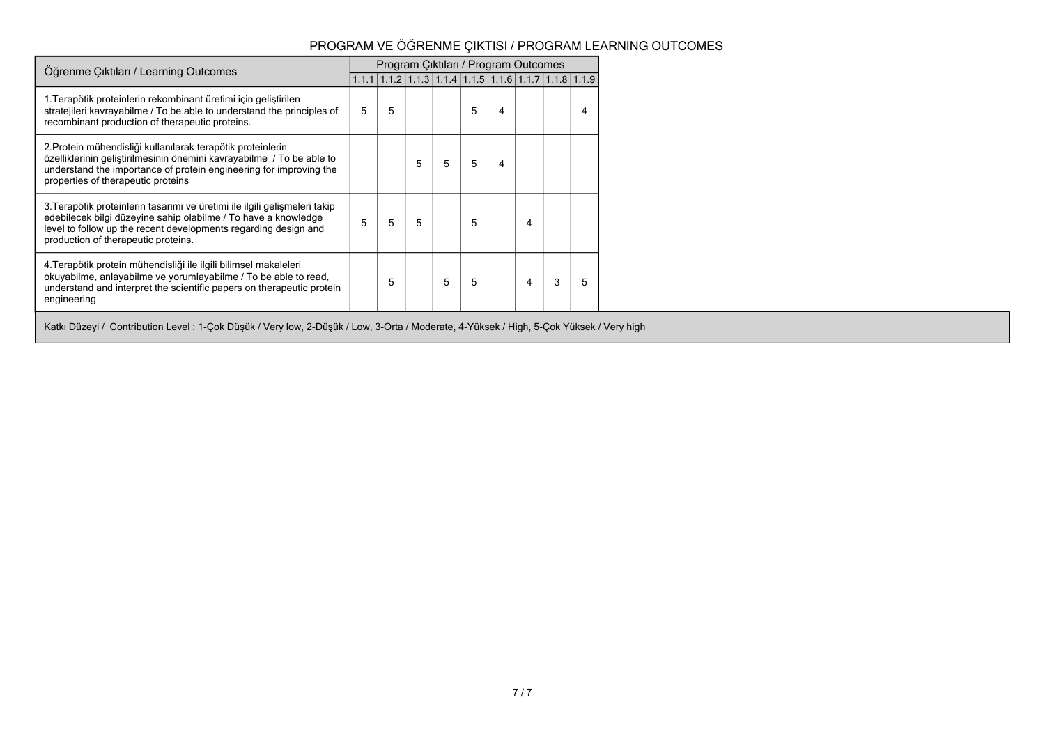## PROGRAM VE ÖĞRENME ÇIKTISI / PROGRAM LEARNING OUTCOMES

| Öğrenme Çıktıları / Learning Outcomes | Program Çıktıları / Program Outcomes | | | | | | | | |
|---|---|---|---|---|---|---|---|---|---|
| | 1.1.1 | 1.1.2 | 1.1.3 | 1.1.4 | 1.1.5 | 1.1.6 | 1.1.7 | 1.1.8 | 1.1.9 |
| 1.Terapötik proteinlerin rekombinant üretimi için geliştirilen stratejileri kavrayabilme / To be able to understand the principles of recombinant production of therapeutic proteins. | 5 | 5 | | | 5 | 4 | | | 4 |
| 2.Protein mühendisliği kullanılarak terapötik proteinlerin özelliklerinin geliştirilmesinin önemini kavrayabilme / To be able to understand the importance of protein engineering for improving the properties of therapeutic proteins | | | 5 | 5 | 5 | 4 | | | |
| 3.Terapötik proteinlerin tasarımı ve üretimi ile ilgili gelişmeleri takip edebilecek bilgi düzeyine sahip olabilme / To have a knowledge level to follow up the recent developments regarding design and production of therapeutic proteins. | 5 | 5 | 5 | | 5 | | 4 | | |
| 4.Terapötik protein mühendisliği ile ilgili bilimsel makaleleri okuyabilme, anlayabilme ve yorumlayabilme / To be able to read, understand and interpret the scientific papers on therapeutic protein engineering | | 5 | | 5 | 5 | | 4 | 3 | 5 |

Katkı Düzeyi / Contribution Level : 1-Çok Düşük / Very low, 2-Düşük / Low, 3-Orta / Moderate, 4-Yüksek / High, 5-Çok Yüksek / Very high